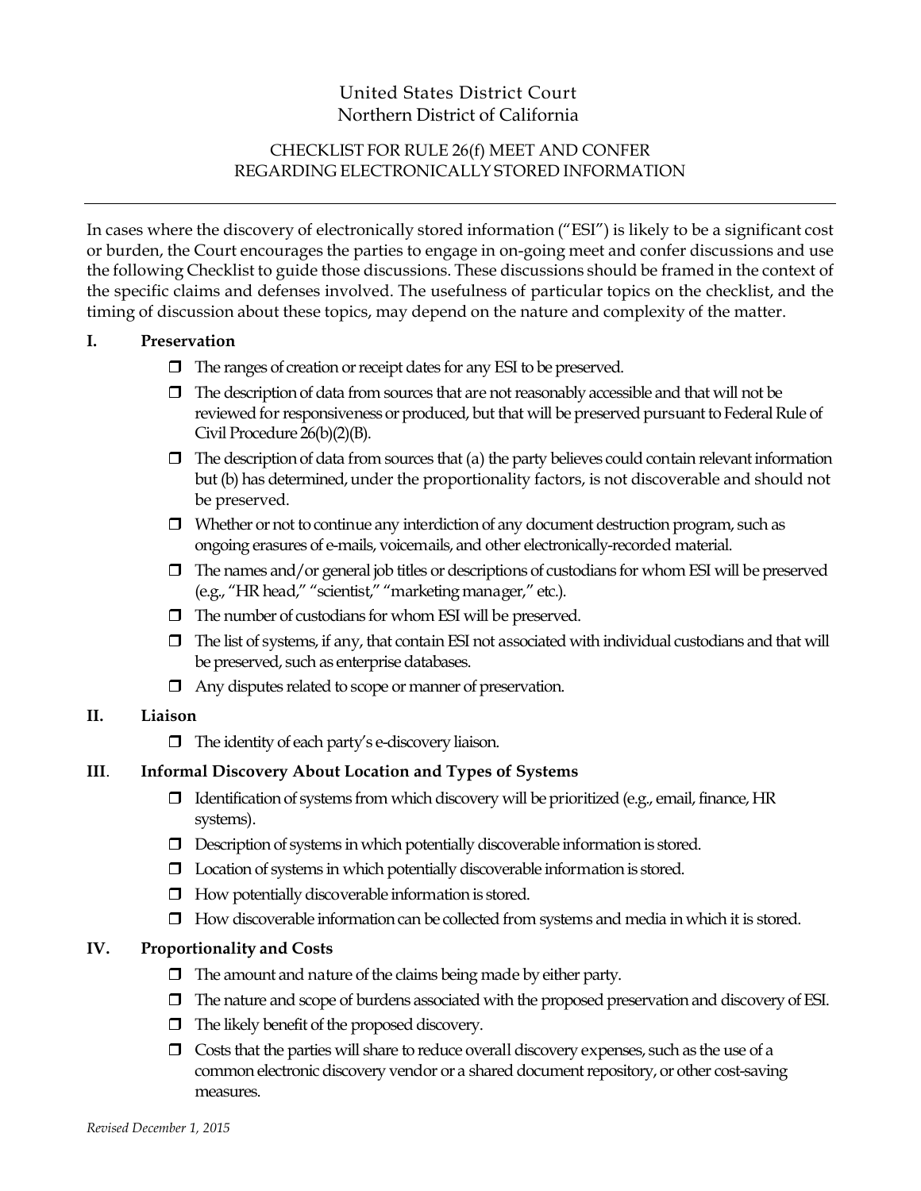United States District Court
Northern District of California

CHECKLIST FOR RULE 26(f) MEET AND CONFER
REGARDING ELECTRONICALLY STORED INFORMATION

---

In cases where the discovery of electronically stored information ("ESI") is likely to be a significant cost or burden, the Court encourages the parties to engage in on-going meet and confer discussions and use the following Checklist to guide those discussions. These discussions should be framed in the context of the specific claims and defenses involved. The usefulness of particular topics on the checklist, and the timing of discussion about these topics, may depend on the nature and complexity of the matter.

## I. Preservation

- ☐ The ranges of creation or receipt dates for any ESI to be preserved.
- ☐ The description of data from sources that are not reasonably accessible and that will not be reviewed for responsiveness or produced, but that will be preserved pursuant to Federal Rule of Civil Procedure 26(b)(2)(B).
- ☐ The description of data from sources that (a) the party believes could contain relevant information but (b) has determined, under the proportionality factors, is not discoverable and should not be preserved.
- ☐ Whether or not to continue any interdiction of any document destruction program, such as ongoing erasures of e-mails, voicemails, and other electronically-recorded material.
- ☐ The names and/or general job titles or descriptions of custodians for whom ESI will be preserved (e.g., "HR head," "scientist," "marketing manager," etc.).
- ☐ The number of custodians for whom ESI will be preserved.
- ☐ The list of systems, if any, that contain ESI not associated with individual custodians and that will be preserved, such as enterprise databases.
- ☐ Any disputes related to scope or manner of preservation.

## II. Liaison

- ☐ The identity of each party's e-discovery liaison.

## III. Informal Discovery About Location and Types of Systems

- ☐ Identification of systems from which discovery will be prioritized (e.g., email, finance, HR systems).
- ☐ Description of systems in which potentially discoverable information is stored.
- ☐ Location of systems in which potentially discoverable information is stored.
- ☐ How potentially discoverable information is stored.
- ☐ How discoverable information can be collected from systems and media in which it is stored.

## IV. Proportionality and Costs

- ☐ The amount and nature of the claims being made by either party.
- ☐ The nature and scope of burdens associated with the proposed preservation and discovery of ESI.
- ☐ The likely benefit of the proposed discovery.
- ☐ Costs that the parties will share to reduce overall discovery expenses, such as the use of a common electronic discovery vendor or a shared document repository, or other cost-saving measures.

*Revised December 1, 2015*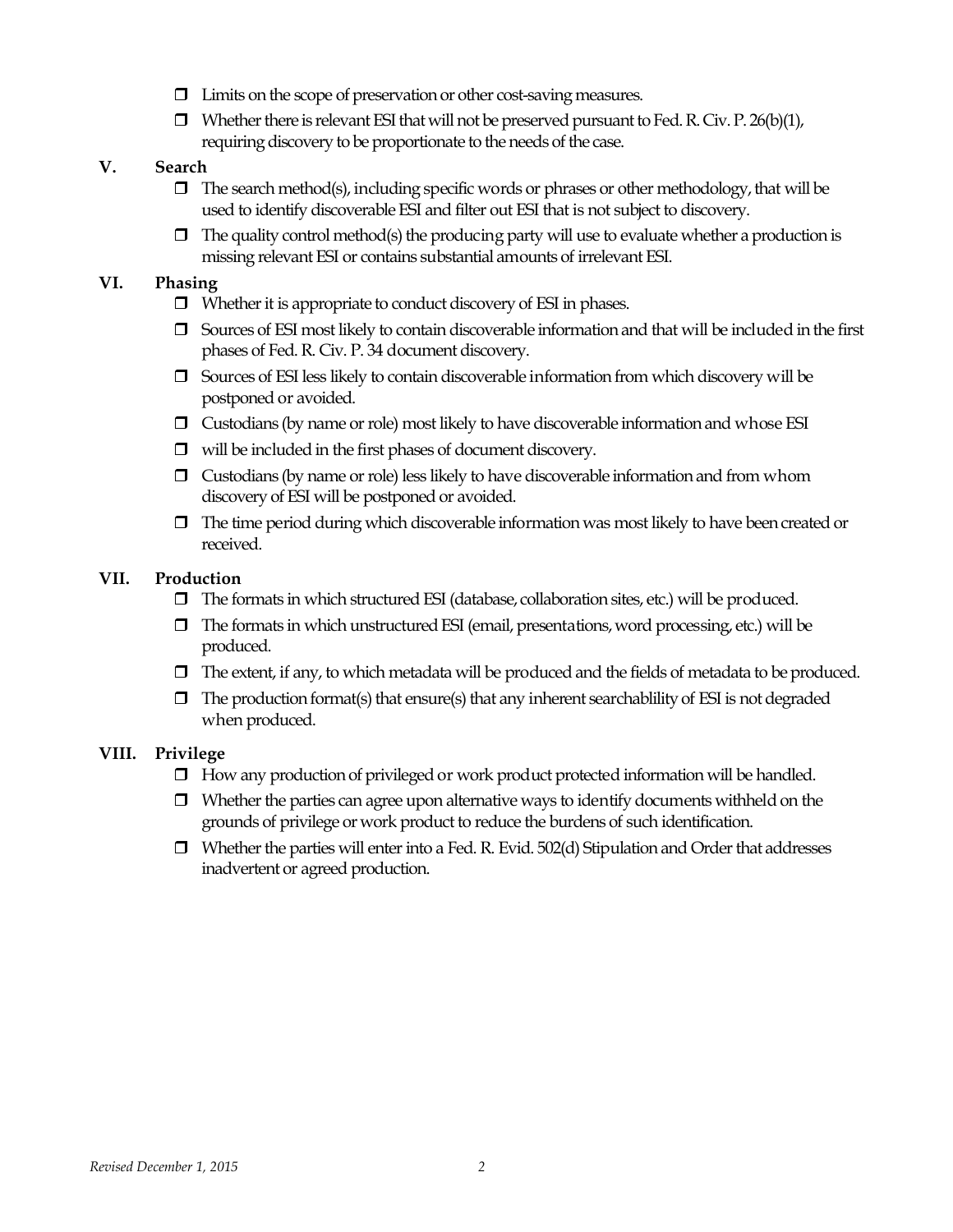- ☐ Limits on the scope of preservation or other cost-saving measures.
- ☐ Whether there is relevant ESI that will not be preserved pursuant to Fed. R. Civ. P. 26(b)(1), requiring discovery to be proportionate to the needs of the case.

## V. Search

- ☐ The search method(s), including specific words or phrases or other methodology, that will be used to identify discoverable ESI and filter out ESI that is not subject to discovery.
- ☐ The quality control method(s) the producing party will use to evaluate whether a production is missing relevant ESI or contains substantial amounts of irrelevant ESI.

## VI. Phasing

- ☐ Whether it is appropriate to conduct discovery of ESI in phases.
- ☐ Sources of ESI most likely to contain discoverable information and that will be included in the first phases of Fed. R. Civ. P. 34 document discovery.
- ☐ Sources of ESI less likely to contain discoverable information from which discovery will be postponed or avoided.
- ☐ Custodians (by name or role) most likely to have discoverable information and whose ESI
- ☐ will be included in the first phases of document discovery.
- ☐ Custodians (by name or role) less likely to have discoverable information and from whom discovery of ESI will be postponed or avoided.
- ☐ The time period during which discoverable information was most likely to have been created or received.

## VII. Production

- ☐ The formats in which structured ESI (database, collaboration sites, etc.) will be produced.
- ☐ The formats in which unstructured ESI (email, presentations, word processing, etc.) will be produced.
- ☐ The extent, if any, to which metadata will be produced and the fields of metadata to be produced.
- ☐ The production format(s) that ensure(s) that any inherent searchablility of ESI is not degraded when produced.

## VIII. Privilege

- ☐ How any production of privileged or work product protected information will be handled.
- ☐ Whether the parties can agree upon alternative ways to identify documents withheld on the grounds of privilege or work product to reduce the burdens of such identification.
- ☐ Whether the parties will enter into a Fed. R. Evid. 502(d) Stipulation and Order that addresses inadvertent or agreed production.

*Revised December 1, 2015*